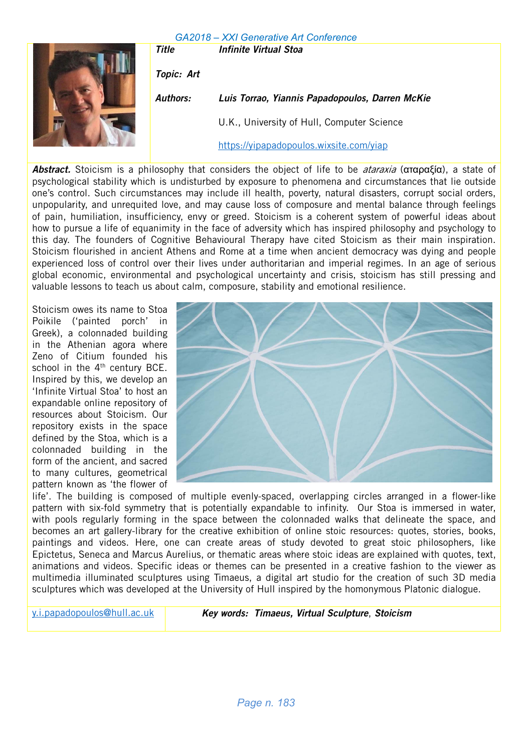**Title** *Infinite Virtual Stoa*

**Topic:** *Art*

**Authors:** ***Luis Torrao, Yiannis Papadopoulos, Darren McKie***

U.K., University of Hull, Computer Science

https://yipapadopoulos.wixsite.com/yiap

***Abstract.*** Stoicism is a philosophy that considers the object of life to be *ataraxia* (αταραξία), a state of psychological stability which is undisturbed by exposure to phenomena and circumstances that lie outside one's control. Such circumstances may include ill health, poverty, natural disasters, corrupt social orders, unpopularity, and unrequited love, and may cause loss of composure and mental balance through feelings of pain, humiliation, insufficiency, envy or greed. Stoicism is a coherent system of powerful ideas about how to pursue a life of equanimity in the face of adversity which has inspired philosophy and psychology to this day. The founders of Cognitive Behavioural Therapy have cited Stoicism as their main inspiration. Stoicism flourished in ancient Athens and Rome at a time when ancient democracy was dying and people experienced loss of control over their lives under authoritarian and imperial regimes. In an age of serious global economic, environmental and psychological uncertainty and crisis, stoicism has still pressing and valuable lessons to teach us about calm, composure, stability and emotional resilience.

Stoicism owes its name to Stoa Poikile ('painted porch' in Greek), a colonnaded building in the Athenian agora where Zeno of Citium founded his school in the 4th century BCE. Inspired by this, we develop an 'Infinite Virtual Stoa' to host an expandable online repository of resources about Stoicism. Our repository exists in the space defined by the Stoa, which is a colonnaded building in the form of the ancient, and sacred to many cultures, geometrical pattern known as 'the flower of life'. The building is composed of multiple evenly-spaced, overlapping circles arranged in a flower-like pattern with six-fold symmetry that is potentially expandable to infinity. Our Stoa is immersed in water, with pools regularly forming in the space between the colonnaded walks that delineate the space, and becomes an art gallery-library for the creative exhibition of online stoic resources: quotes, stories, books, paintings and videos. Here, one can create areas of study devoted to great stoic philosophers, like Epictetus, Seneca and Marcus Aurelius, or thematic areas where stoic ideas are explained with quotes, text, animations and videos. Specific ideas or themes can be presented in a creative fashion to the viewer as multimedia illuminated sculptures using Timaeus, a digital art studio for the creation of such 3D media sculptures which was developed at the University of Hull inspired by the homonymous Platonic dialogue.

y.i.papadopoulos@hull.ac.uk

***Key words:*** ***Timaeus, Virtual Sculpture, Stoicism***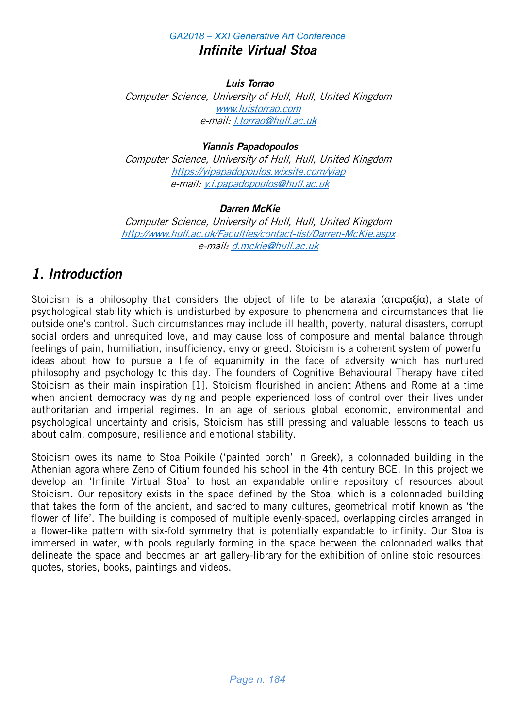# Infinite Virtual Stoa

**Luis Torrao**

*Computer Science, University of Hull, Hull, United Kingdom*
*www.luistorrao.com*
*e-mail: l.torrao@hull.ac.uk*

**Yiannis Papadopoulos**

*Computer Science, University of Hull, Hull, United Kingdom*
*https://yipapadopoulos.wixsite.com/yiap*
*e-mail: y.i.papadopoulos@hull.ac.uk*

**Darren McKie**

*Computer Science, University of Hull, Hull, United Kingdom*
*http://www.hull.ac.uk/Faculties/contact-list/Darren-McKie.aspx*
*e-mail: d.mckie@hull.ac.uk*

## 1. Introduction

Stoicism is a philosophy that considers the object of life to be ataraxia (αταραξία), a state of psychological stability which is undisturbed by exposure to phenomena and circumstances that lie outside one's control. Such circumstances may include ill health, poverty, natural disasters, corrupt social orders and unrequited love, and may cause loss of composure and mental balance through feelings of pain, humiliation, insufficiency, envy or greed. Stoicism is a coherent system of powerful ideas about how to pursue a life of equanimity in the face of adversity which has nurtured philosophy and psychology to this day. The founders of Cognitive Behavioural Therapy have cited Stoicism as their main inspiration [1]. Stoicism flourished in ancient Athens and Rome at a time when ancient democracy was dying and people experienced loss of control over their lives under authoritarian and imperial regimes. In an age of serious global economic, environmental and psychological uncertainty and crisis, Stoicism has still pressing and valuable lessons to teach us about calm, composure, resilience and emotional stability.

Stoicism owes its name to Stoa Poikile ('painted porch' in Greek), a colonnaded building in the Athenian agora where Zeno of Citium founded his school in the 4th century BCE. In this project we develop an 'Infinite Virtual Stoa' to host an expandable online repository of resources about Stoicism. Our repository exists in the space defined by the Stoa, which is a colonnaded building that takes the form of the ancient, and sacred to many cultures, geometrical motif known as 'the flower of life'. The building is composed of multiple evenly-spaced, overlapping circles arranged in a flower-like pattern with six-fold symmetry that is potentially expandable to infinity. Our Stoa is immersed in water, with pools regularly forming in the space between the colonnaded walks that delineate the space and becomes an art gallery-library for the exhibition of online stoic resources: quotes, stories, books, paintings and videos.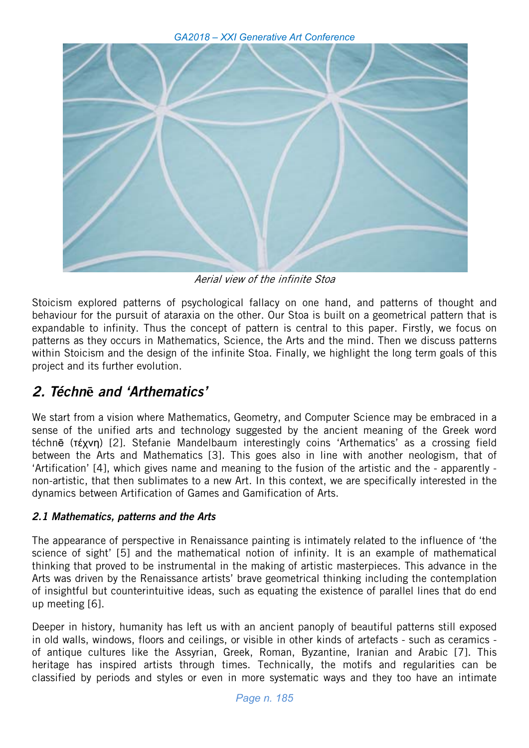*Aerial view of the infinite Stoa*

Stoicism explored patterns of psychological fallacy on one hand, and patterns of thought and behaviour for the pursuit of ataraxia on the other. Our Stoa is built on a geometrical pattern that is expandable to infinity. Thus the concept of pattern is central to this paper. Firstly, we focus on patterns as they occurs in Mathematics, Science, the Arts and the mind. Then we discuss patterns within Stoicism and the design of the infinite Stoa. Finally, we highlight the long term goals of this project and its further evolution.

## 2. Téchnē and 'Arthematics'

We start from a vision where Mathematics, Geometry, and Computer Science may be embraced in a sense of the unified arts and technology suggested by the ancient meaning of the Greek word téchnē (τέχνη) [2]. Stefanie Mandelbaum interestingly coins 'Arthematics' as a crossing field between the Arts and Mathematics [3]. This goes also in line with another neologism, that of 'Artification' [4], which gives name and meaning to the fusion of the artistic and the - apparently - non-artistic, that then sublimates to a new Art. In this context, we are specifically interested in the dynamics between Artification of Games and Gamification of Arts.

### 2.1 Mathematics, patterns and the Arts

The appearance of perspective in Renaissance painting is intimately related to the influence of 'the science of sight' [5] and the mathematical notion of infinity. It is an example of mathematical thinking that proved to be instrumental in the making of artistic masterpieces. This advance in the Arts was driven by the Renaissance artists' brave geometrical thinking including the contemplation of insightful but counterintuitive ideas, such as equating the existence of parallel lines that do end up meeting [6].

Deeper in history, humanity has left us with an ancient panoply of beautiful patterns still exposed in old walls, windows, floors and ceilings, or visible in other kinds of artefacts - such as ceramics - of antique cultures like the Assyrian, Greek, Roman, Byzantine, Iranian and Arabic [7]. This heritage has inspired artists through times. Technically, the motifs and regularities can be classified by periods and styles or even in more systematic ways and they too have an intimate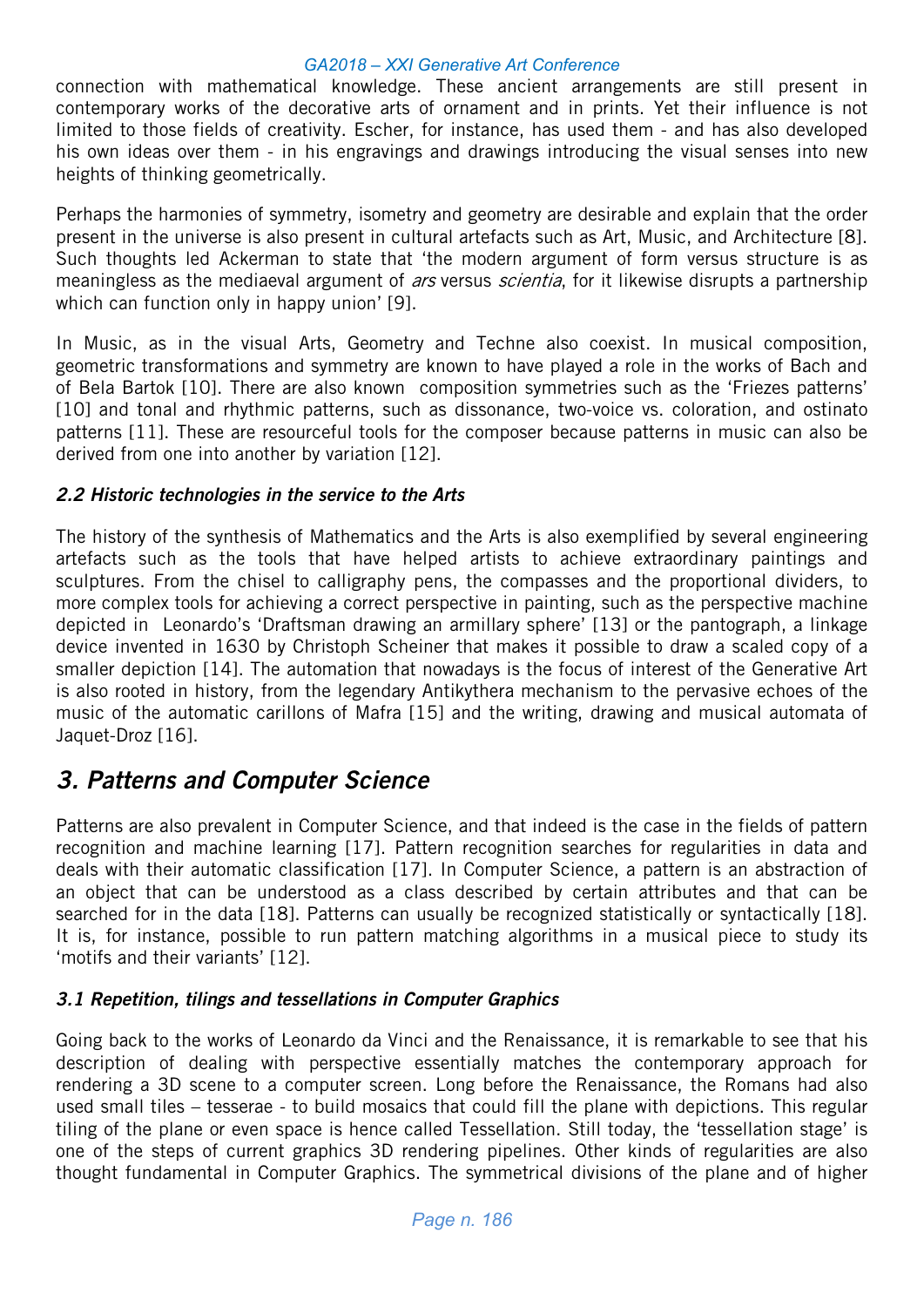connection with mathematical knowledge. These ancient arrangements are still present in contemporary works of the decorative arts of ornament and in prints. Yet their influence is not limited to those fields of creativity. Escher, for instance, has used them - and has also developed his own ideas over them - in his engravings and drawings introducing the visual senses into new heights of thinking geometrically.

Perhaps the harmonies of symmetry, isometry and geometry are desirable and explain that the order present in the universe is also present in cultural artefacts such as Art, Music, and Architecture [8]. Such thoughts led Ackerman to state that 'the modern argument of form versus structure is as meaningless as the mediaeval argument of *ars* versus *scientia*, for it likewise disrupts a partnership which can function only in happy union' [9].

In Music, as in the visual Arts, Geometry and Techne also coexist. In musical composition, geometric transformations and symmetry are known to have played a role in the works of Bach and of Bela Bartok [10]. There are also known composition symmetries such as the 'Friezes patterns' [10] and tonal and rhythmic patterns, such as dissonance, two-voice vs. coloration, and ostinato patterns [11]. These are resourceful tools for the composer because patterns in music can also be derived from one into another by variation [12].

### *2.2 Historic technologies in the service to the Arts*

The history of the synthesis of Mathematics and the Arts is also exemplified by several engineering artefacts such as the tools that have helped artists to achieve extraordinary paintings and sculptures. From the chisel to calligraphy pens, the compasses and the proportional dividers, to more complex tools for achieving a correct perspective in painting, such as the perspective machine depicted in Leonardo's 'Draftsman drawing an armillary sphere' [13] or the pantograph, a linkage device invented in 1630 by Christoph Scheiner that makes it possible to draw a scaled copy of a smaller depiction [14]. The automation that nowadays is the focus of interest of the Generative Art is also rooted in history, from the legendary Antikythera mechanism to the pervasive echoes of the music of the automatic carillons of Mafra [15] and the writing, drawing and musical automata of Jaquet-Droz [16].

## *3. Patterns and Computer Science*

Patterns are also prevalent in Computer Science, and that indeed is the case in the fields of pattern recognition and machine learning [17]. Pattern recognition searches for regularities in data and deals with their automatic classification [17]. In Computer Science, a pattern is an abstraction of an object that can be understood as a class described by certain attributes and that can be searched for in the data [18]. Patterns can usually be recognized statistically or syntactically [18]. It is, for instance, possible to run pattern matching algorithms in a musical piece to study its 'motifs and their variants' [12].

### *3.1 Repetition, tilings and tessellations in Computer Graphics*

Going back to the works of Leonardo da Vinci and the Renaissance, it is remarkable to see that his description of dealing with perspective essentially matches the contemporary approach for rendering a 3D scene to a computer screen. Long before the Renaissance, the Romans had also used small tiles – tesserae - to build mosaics that could fill the plane with depictions. This regular tiling of the plane or even space is hence called Tessellation. Still today, the 'tessellation stage' is one of the steps of current graphics 3D rendering pipelines. Other kinds of regularities are also thought fundamental in Computer Graphics. The symmetrical divisions of the plane and of higher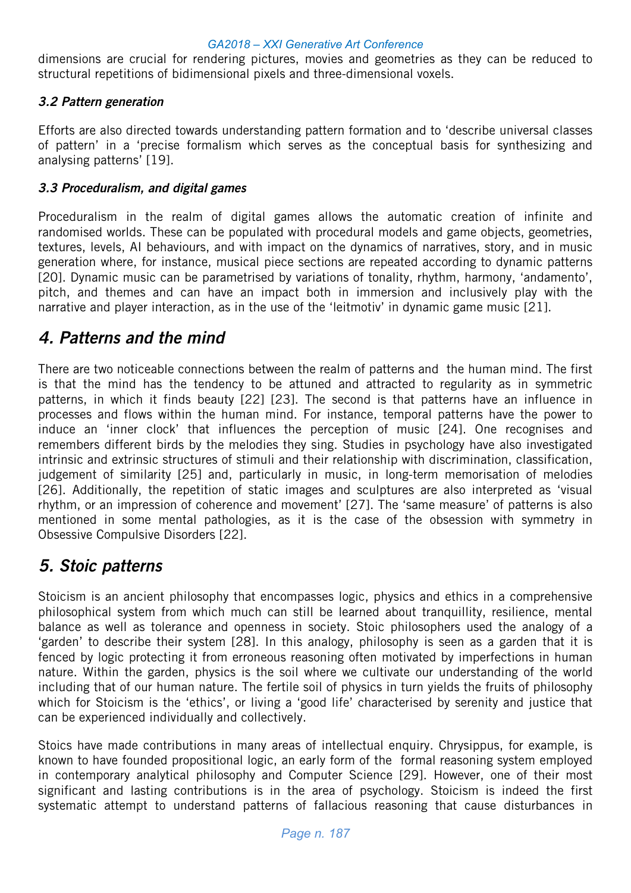dimensions are crucial for rendering pictures, movies and geometries as they can be reduced to structural repetitions of bidimensional pixels and three-dimensional voxels.

### *3.2 Pattern generation*

Efforts are also directed towards understanding pattern formation and to 'describe universal classes of pattern' in a 'precise formalism which serves as the conceptual basis for synthesizing and analysing patterns' [19].

### *3.3 Proceduralism, and digital games*

Proceduralism in the realm of digital games allows the automatic creation of infinite and randomised worlds. These can be populated with procedural models and game objects, geometries, textures, levels, AI behaviours, and with impact on the dynamics of narratives, story, and in music generation where, for instance, musical piece sections are repeated according to dynamic patterns [20]. Dynamic music can be parametrised by variations of tonality, rhythm, harmony, 'andamento', pitch, and themes and can have an impact both in immersion and inclusively play with the narrative and player interaction, as in the use of the 'leitmotiv' in dynamic game music [21].

## *4. Patterns and the mind*

There are two noticeable connections between the realm of patterns and the human mind. The first is that the mind has the tendency to be attuned and attracted to regularity as in symmetric patterns, in which it finds beauty [22] [23]. The second is that patterns have an influence in processes and flows within the human mind. For instance, temporal patterns have the power to induce an 'inner clock' that influences the perception of music [24]. One recognises and remembers different birds by the melodies they sing. Studies in psychology have also investigated intrinsic and extrinsic structures of stimuli and their relationship with discrimination, classification, judgement of similarity [25] and, particularly in music, in long-term memorisation of melodies [26]. Additionally, the repetition of static images and sculptures are also interpreted as 'visual rhythm, or an impression of coherence and movement' [27]. The 'same measure' of patterns is also mentioned in some mental pathologies, as it is the case of the obsession with symmetry in Obsessive Compulsive Disorders [22].

## *5. Stoic patterns*

Stoicism is an ancient philosophy that encompasses logic, physics and ethics in a comprehensive philosophical system from which much can still be learned about tranquillity, resilience, mental balance as well as tolerance and openness in society. Stoic philosophers used the analogy of a 'garden' to describe their system [28]. In this analogy, philosophy is seen as a garden that it is fenced by logic protecting it from erroneous reasoning often motivated by imperfections in human nature. Within the garden, physics is the soil where we cultivate our understanding of the world including that of our human nature. The fertile soil of physics in turn yields the fruits of philosophy which for Stoicism is the 'ethics', or living a 'good life' characterised by serenity and justice that can be experienced individually and collectively.

Stoics have made contributions in many areas of intellectual enquiry. Chrysippus, for example, is known to have founded propositional logic, an early form of the formal reasoning system employed in contemporary analytical philosophy and Computer Science [29]. However, one of their most significant and lasting contributions is in the area of psychology. Stoicism is indeed the first systematic attempt to understand patterns of fallacious reasoning that cause disturbances in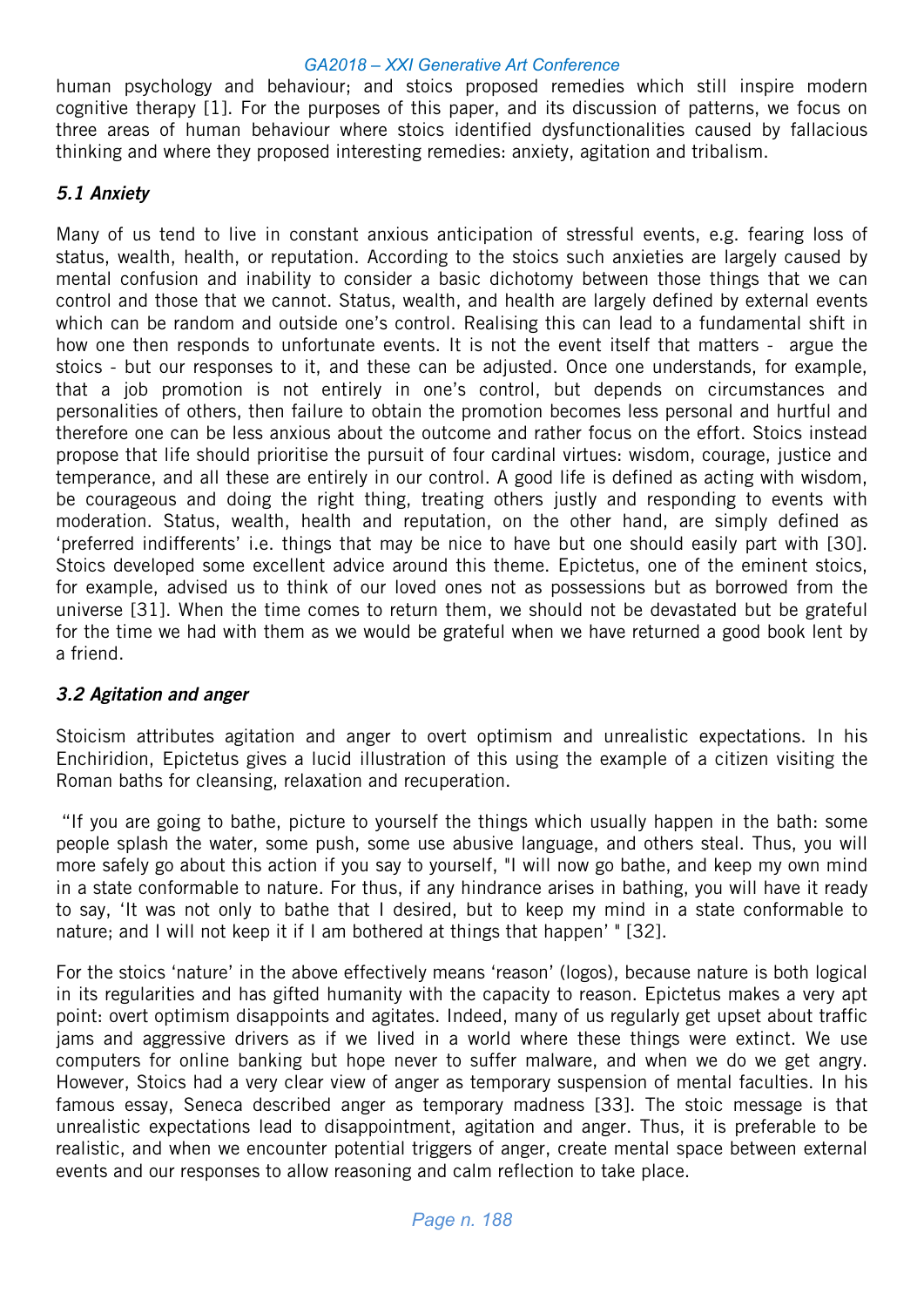human psychology and behaviour; and stoics proposed remedies which still inspire modern cognitive therapy [1]. For the purposes of this paper, and its discussion of patterns, we focus on three areas of human behaviour where stoics identified dysfunctionalities caused by fallacious thinking and where they proposed interesting remedies: anxiety, agitation and tribalism.

### *5.1 Anxiety*

Many of us tend to live in constant anxious anticipation of stressful events, e.g. fearing loss of status, wealth, health, or reputation. According to the stoics such anxieties are largely caused by mental confusion and inability to consider a basic dichotomy between those things that we can control and those that we cannot. Status, wealth, and health are largely defined by external events which can be random and outside one's control. Realising this can lead to a fundamental shift in how one then responds to unfortunate events. It is not the event itself that matters - argue the stoics - but our responses to it, and these can be adjusted. Once one understands, for example, that a job promotion is not entirely in one's control, but depends on circumstances and personalities of others, then failure to obtain the promotion becomes less personal and hurtful and therefore one can be less anxious about the outcome and rather focus on the effort. Stoics instead propose that life should prioritise the pursuit of four cardinal virtues: wisdom, courage, justice and temperance, and all these are entirely in our control. A good life is defined as acting with wisdom, be courageous and doing the right thing, treating others justly and responding to events with moderation. Status, wealth, health and reputation, on the other hand, are simply defined as 'preferred indifferents' i.e. things that may be nice to have but one should easily part with [30]. Stoics developed some excellent advice around this theme. Epictetus, one of the eminent stoics, for example, advised us to think of our loved ones not as possessions but as borrowed from the universe [31]. When the time comes to return them, we should not be devastated but be grateful for the time we had with them as we would be grateful when we have returned a good book lent by a friend.

### *3.2 Agitation and anger*

Stoicism attributes agitation and anger to overt optimism and unrealistic expectations. In his Enchiridion, Epictetus gives a lucid illustration of this using the example of a citizen visiting the Roman baths for cleansing, relaxation and recuperation.

"If you are going to bathe, picture to yourself the things which usually happen in the bath: some people splash the water, some push, some use abusive language, and others steal. Thus, you will more safely go about this action if you say to yourself, "I will now go bathe, and keep my own mind in a state conformable to nature. For thus, if any hindrance arises in bathing, you will have it ready to say, 'It was not only to bathe that I desired, but to keep my mind in a state conformable to nature; and I will not keep it if I am bothered at things that happen' " [32].

For the stoics 'nature' in the above effectively means 'reason' (logos), because nature is both logical in its regularities and has gifted humanity with the capacity to reason. Epictetus makes a very apt point: overt optimism disappoints and agitates. Indeed, many of us regularly get upset about traffic jams and aggressive drivers as if we lived in a world where these things were extinct. We use computers for online banking but hope never to suffer malware, and when we do we get angry. However, Stoics had a very clear view of anger as temporary suspension of mental faculties. In his famous essay, Seneca described anger as temporary madness [33]. The stoic message is that unrealistic expectations lead to disappointment, agitation and anger. Thus, it is preferable to be realistic, and when we encounter potential triggers of anger, create mental space between external events and our responses to allow reasoning and calm reflection to take place.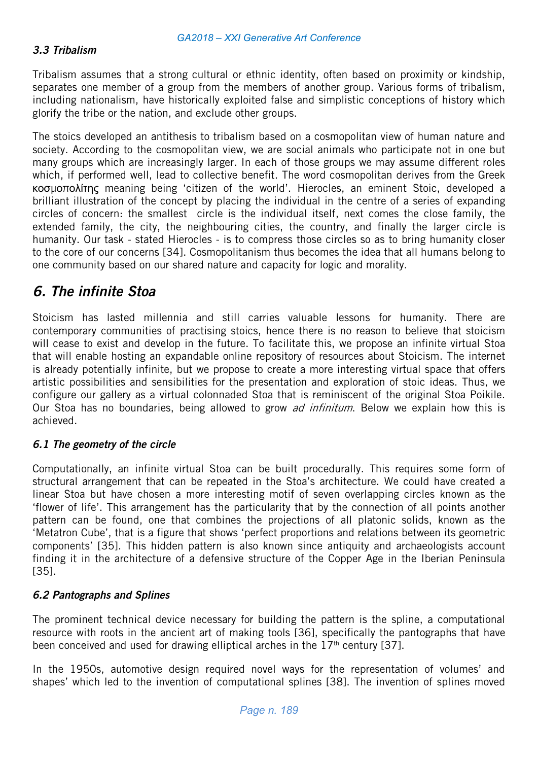### *3.3 Tribalism*

Tribalism assumes that a strong cultural or ethnic identity, often based on proximity or kindship, separates one member of a group from the members of another group. Various forms of tribalism, including nationalism, have historically exploited false and simplistic conceptions of history which glorify the tribe or the nation, and exclude other groups.

The stoics developed an antithesis to tribalism based on a cosmopolitan view of human nature and society. According to the cosmopolitan view, we are social animals who participate not in one but many groups which are increasingly larger. In each of those groups we may assume different roles which, if performed well, lead to collective benefit. The word cosmopolitan derives from the Greek κοσμοπολίτης meaning being 'citizen of the world'. Hierocles, an eminent Stoic, developed a brilliant illustration of the concept by placing the individual in the centre of a series of expanding circles of concern: the smallest circle is the individual itself, next comes the close family, the extended family, the city, the neighbouring cities, the country, and finally the larger circle is humanity. Our task - stated Hierocles - is to compress those circles so as to bring humanity closer to the core of our concerns [34]. Cosmopolitanism thus becomes the idea that all humans belong to one community based on our shared nature and capacity for logic and morality.

## *6. The infinite Stoa*

Stoicism has lasted millennia and still carries valuable lessons for humanity. There are contemporary communities of practising stoics, hence there is no reason to believe that stoicism will cease to exist and develop in the future. To facilitate this, we propose an infinite virtual Stoa that will enable hosting an expandable online repository of resources about Stoicism. The internet is already potentially infinite, but we propose to create a more interesting virtual space that offers artistic possibilities and sensibilities for the presentation and exploration of stoic ideas. Thus, we configure our gallery as a virtual colonnaded Stoa that is reminiscent of the original Stoa Poikile. Our Stoa has no boundaries, being allowed to grow *ad infinitum*. Below we explain how this is achieved.

### *6.1 The geometry of the circle*

Computationally, an infinite virtual Stoa can be built procedurally. This requires some form of structural arrangement that can be repeated in the Stoa's architecture. We could have created a linear Stoa but have chosen a more interesting motif of seven overlapping circles known as the 'flower of life'. This arrangement has the particularity that by the connection of all points another pattern can be found, one that combines the projections of all platonic solids, known as the 'Metatron Cube', that is a figure that shows 'perfect proportions and relations between its geometric components' [35]. This hidden pattern is also known since antiquity and archaeologists account finding it in the architecture of a defensive structure of the Copper Age in the Iberian Peninsula [35].

### *6.2 Pantographs and Splines*

The prominent technical device necessary for building the pattern is the spline, a computational resource with roots in the ancient art of making tools [36], specifically the pantographs that have been conceived and used for drawing elliptical arches in the 17th century [37].

In the 1950s, automotive design required novel ways for the representation of volumes' and shapes' which led to the invention of computational splines [38]. The invention of splines moved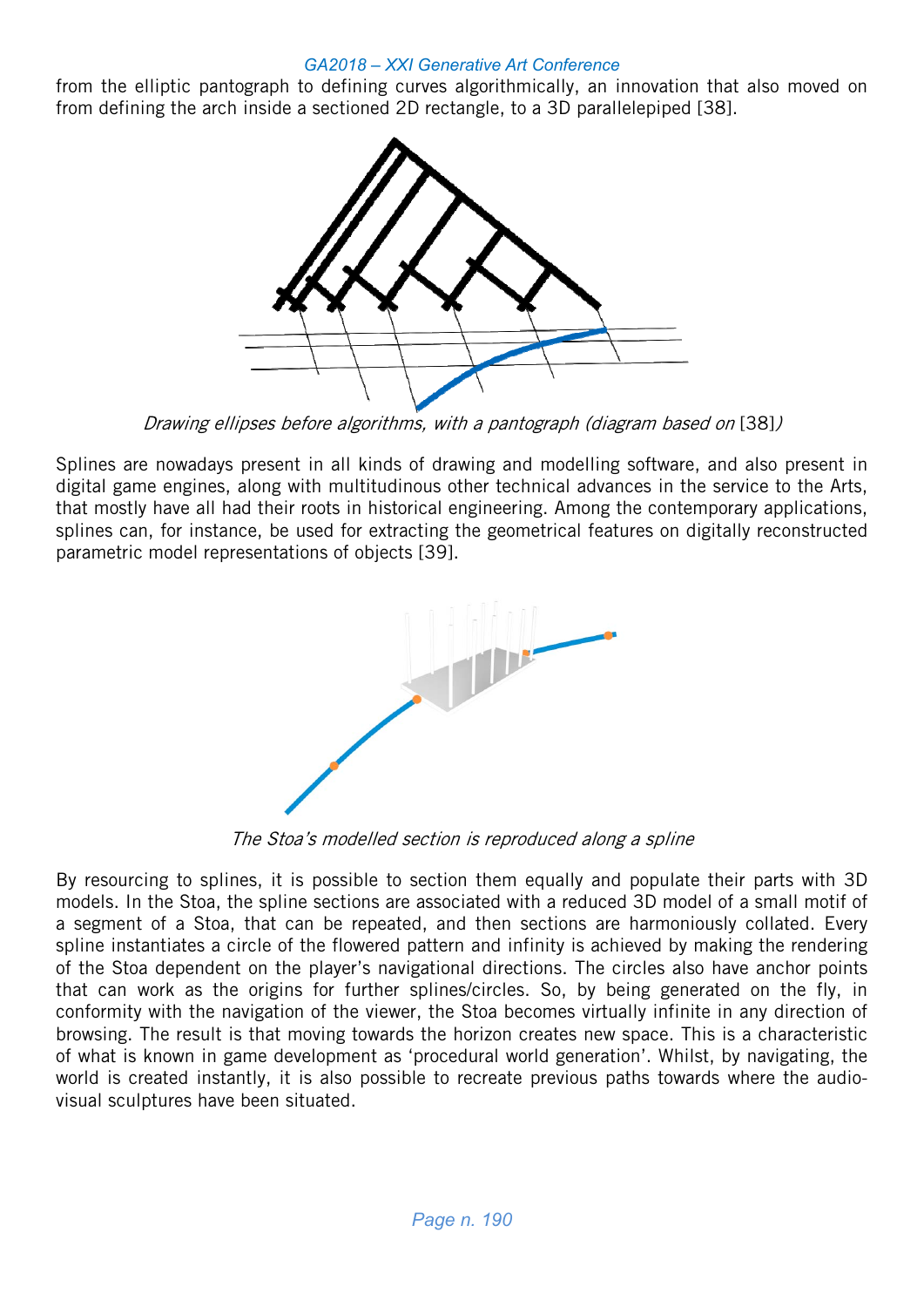from the elliptic pantograph to defining curves algorithmically, an innovation that also moved on from defining the arch inside a sectioned 2D rectangle, to a 3D parallelepiped [38].

*Drawing ellipses before algorithms, with a pantograph (diagram based on* [38]*)*

Splines are nowadays present in all kinds of drawing and modelling software, and also present in digital game engines, along with multitudinous other technical advances in the service to the Arts, that mostly have all had their roots in historical engineering. Among the contemporary applications, splines can, for instance, be used for extracting the geometrical features on digitally reconstructed parametric model representations of objects [39].

*The Stoa's modelled section is reproduced along a spline*

By resourcing to splines, it is possible to section them equally and populate their parts with 3D models. In the Stoa, the spline sections are associated with a reduced 3D model of a small motif of a segment of a Stoa, that can be repeated, and then sections are harmoniously collated. Every spline instantiates a circle of the flowered pattern and infinity is achieved by making the rendering of the Stoa dependent on the player's navigational directions. The circles also have anchor points that can work as the origins for further splines/circles. So, by being generated on the fly, in conformity with the navigation of the viewer, the Stoa becomes virtually infinite in any direction of browsing. The result is that moving towards the horizon creates new space. This is a characteristic of what is known in game development as 'procedural world generation'. Whilst, by navigating, the world is created instantly, it is also possible to recreate previous paths towards where the audio-visual sculptures have been situated.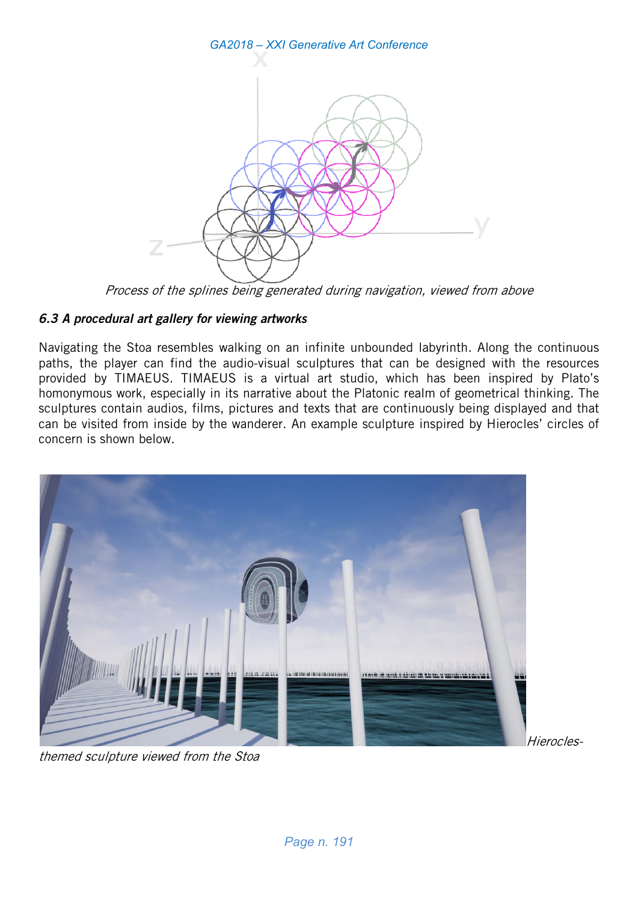*Process of the splines being generated during navigation, viewed from above*

### *6.3 A procedural art gallery for viewing artworks*

Navigating the Stoa resembles walking on an infinite unbounded labyrinth. Along the continuous paths, the player can find the audio-visual sculptures that can be designed with the resources provided by TIMAEUS. TIMAEUS is a virtual art studio, which has been inspired by Plato's homonymous work, especially in its narrative about the Platonic realm of geometrical thinking. The sculptures contain audios, films, pictures and texts that are continuously being displayed and that can be visited from inside by the wanderer. An example sculpture inspired by Hierocles' circles of concern is shown below.

*Hierocles-themed sculpture viewed from the Stoa*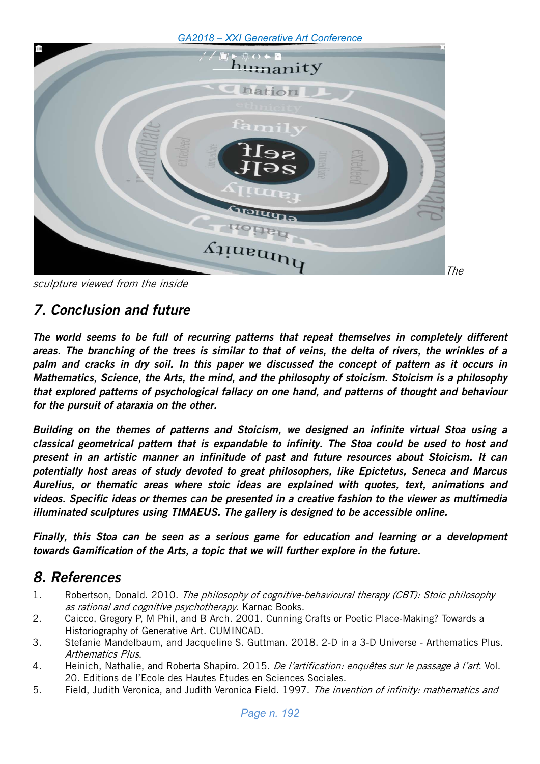The sculpture viewed from the inside

## 7. Conclusion and future

***The world seems to be full of recurring patterns that repeat themselves in completely different areas. The branching of the trees is similar to that of veins, the delta of rivers, the wrinkles of a palm and cracks in dry soil. In this paper we discussed the concept of pattern as it occurs in Mathematics, Science, the Arts, the mind, and the philosophy of stoicism. Stoicism is a philosophy that explored patterns of psychological fallacy on one hand, and patterns of thought and behaviour for the pursuit of ataraxia on the other.***

***Building on the themes of patterns and Stoicism, we designed an infinite virtual Stoa using a classical geometrical pattern that is expandable to infinity. The Stoa could be used to host and present in an artistic manner an infinitude of past and future resources about Stoicism. It can potentially host areas of study devoted to great philosophers, like Epictetus, Seneca and Marcus Aurelius, or thematic areas where stoic ideas are explained with quotes, text, animations and videos. Specific ideas or themes can be presented in a creative fashion to the viewer as multimedia illuminated sculptures using TIMAEUS. The gallery is designed to be accessible online.***

***Finally, this Stoa can be seen as a serious game for education and learning or a development towards Gamification of the Arts, a topic that we will further explore in the future.***

## 8. References

1. Robertson, Donald. 2010. *The philosophy of cognitive-behavioural therapy (CBT): Stoic philosophy as rational and cognitive psychotherapy*. Karnac Books.
2. Caicco, Gregory P, M Phil, and B Arch. 2001. Cunning Crafts or Poetic Place-Making? Towards a Historiography of Generative Art. CUMINCAD.
3. Stefanie Mandelbaum, and Jacqueline S. Guttman. 2018. 2-D in a 3-D Universe - Arthematics Plus. *Arthematics Plus*.
4. Heinich, Nathalie, and Roberta Shapiro. 2015. *De l'artification: enquêtes sur le passage à l'art*. Vol. 20. Editions de l'Ecole des Hautes Etudes en Sciences Sociales.
5. Field, Judith Veronica, and Judith Veronica Field. 1997. *The invention of infinity: mathematics and*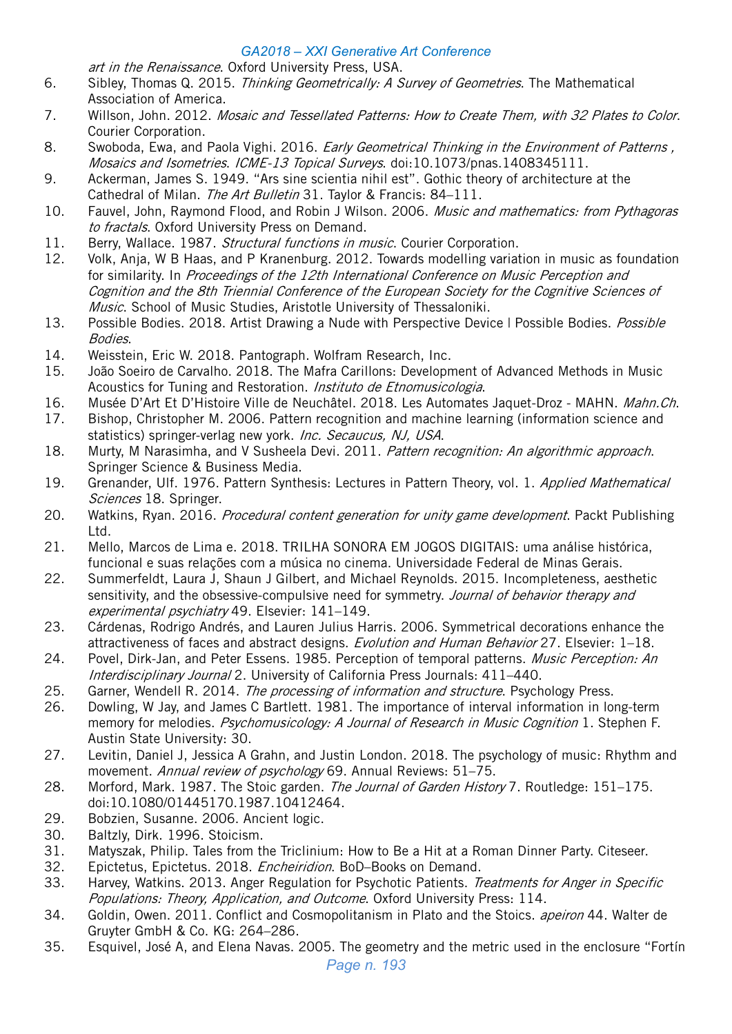art in the Renaissance*. Oxford University Press, USA.

6. Sibley, Thomas Q. 2015. *Thinking Geometrically: A Survey of Geometries*. The Mathematical Association of America.
7. Willson, John. 2012. *Mosaic and Tessellated Patterns: How to Create Them, with 32 Plates to Color*. Courier Corporation.
8. Swoboda, Ewa, and Paola Vighi. 2016. *Early Geometrical Thinking in the Environment of Patterns , Mosaics and Isometries. ICME-13 Topical Surveys*. doi:10.1073/pnas.1408345111.
9. Ackerman, James S. 1949. "Ars sine scientia nihil est". Gothic theory of architecture at the Cathedral of Milan. *The Art Bulletin* 31. Taylor & Francis: 84–111.
10. Fauvel, John, Raymond Flood, and Robin J Wilson. 2006. *Music and mathematics: from Pythagoras to fractals*. Oxford University Press on Demand.
11. Berry, Wallace. 1987. *Structural functions in music*. Courier Corporation.
12. Volk, Anja, W B Haas, and P Kranenburg. 2012. Towards modelling variation in music as foundation for similarity. In *Proceedings of the 12th International Conference on Music Perception and Cognition and the 8th Triennial Conference of the European Society for the Cognitive Sciences of Music*. School of Music Studies, Aristotle University of Thessaloniki.
13. Possible Bodies. 2018. Artist Drawing a Nude with Perspective Device | Possible Bodies. *Possible Bodies*.
14. Weisstein, Eric W. 2018. Pantograph. Wolfram Research, Inc.
15. João Soeiro de Carvalho. 2018. The Mafra Carillons: Development of Advanced Methods in Music Acoustics for Tuning and Restoration. *Instituto de Etnomusicologia*.
16. Musée D'Art Et D'Histoire Ville de Neuchâtel. 2018. Les Automates Jaquet-Droz - MAHN. *Mahn.Ch*.
17. Bishop, Christopher M. 2006. Pattern recognition and machine learning (information science and statistics) springer-verlag new york. *Inc. Secaucus, NJ, USA*.
18. Murty, M Narasimha, and V Susheela Devi. 2011. *Pattern recognition: An algorithmic approach*. Springer Science & Business Media.
19. Grenander, Ulf. 1976. Pattern Synthesis: Lectures in Pattern Theory, vol. 1. *Applied Mathematical Sciences* 18. Springer.
20. Watkins, Ryan. 2016. *Procedural content generation for unity game development*. Packt Publishing Ltd.
21. Mello, Marcos de Lima e. 2018. TRILHA SONORA EM JOGOS DIGITAIS: uma análise histórica, funcional e suas relações com a música no cinema. Universidade Federal de Minas Gerais.
22. Summerfeldt, Laura J, Shaun J Gilbert, and Michael Reynolds. 2015. Incompleteness, aesthetic sensitivity, and the obsessive-compulsive need for symmetry. *Journal of behavior therapy and experimental psychiatry* 49. Elsevier: 141–149.
23. Cárdenas, Rodrigo Andrés, and Lauren Julius Harris. 2006. Symmetrical decorations enhance the attractiveness of faces and abstract designs. *Evolution and Human Behavior* 27. Elsevier: 1–18.
24. Povel, Dirk-Jan, and Peter Essens. 1985. Perception of temporal patterns. *Music Perception: An Interdisciplinary Journal* 2. University of California Press Journals: 411–440.
25. Garner, Wendell R. 2014. *The processing of information and structure*. Psychology Press.
26. Dowling, W Jay, and James C Bartlett. 1981. The importance of interval information in long-term memory for melodies. *Psychomusicology: A Journal of Research in Music Cognition* 1. Stephen F. Austin State University: 30.
27. Levitin, Daniel J, Jessica A Grahn, and Justin London. 2018. The psychology of music: Rhythm and movement. *Annual review of psychology* 69. Annual Reviews: 51–75.
28. Morford, Mark. 1987. The Stoic garden. *The Journal of Garden History* 7. Routledge: 151–175. doi:10.1080/01445170.1987.10412464.
29. Bobzien, Susanne. 2006. Ancient logic.
30. Baltzly, Dirk. 1996. Stoicism.
31. Matyszak, Philip. Tales from the Triclinium: How to Be a Hit at a Roman Dinner Party. Citeseer.
32. Epictetus, Epictetus. 2018. *Encheiridion*. BoD–Books on Demand.
33. Harvey, Watkins. 2013. Anger Regulation for Psychotic Patients. *Treatments for Anger in Specific Populations: Theory, Application, and Outcome*. Oxford University Press: 114.
34. Goldin, Owen. 2011. Conflict and Cosmopolitanism in Plato and the Stoics. *apeiron* 44. Walter de Gruyter GmbH & Co. KG: 264–286.
35. Esquivel, José A, and Elena Navas. 2005. The geometry and the metric used in the enclosure "Fortín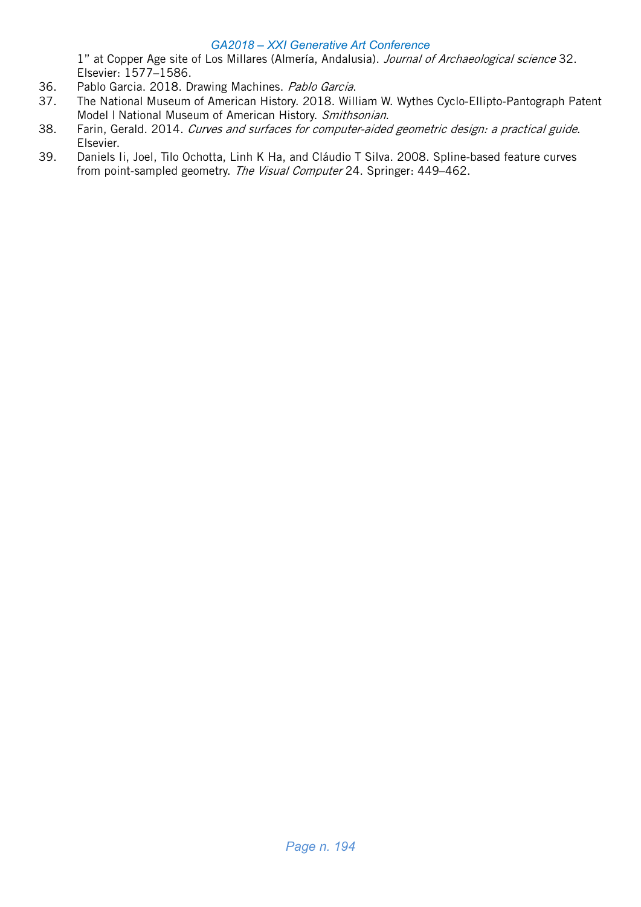1" at Copper Age site of Los Millares (Almería, Andalusia). *Journal of Archaeological science* 32. Elsevier: 1577–1586.

36. Pablo Garcia. 2018. Drawing Machines. *Pablo Garcia*.
37. The National Museum of American History. 2018. William W. Wythes Cyclo-Ellipto-Pantograph Patent Model | National Museum of American History. *Smithsonian*.
38. Farin, Gerald. 2014. *Curves and surfaces for computer-aided geometric design: a practical guide*. Elsevier.
39. Daniels Ii, Joel, Tilo Ochotta, Linh K Ha, and Cláudio T Silva. 2008. Spline-based feature curves from point-sampled geometry. *The Visual Computer* 24. Springer: 449–462.